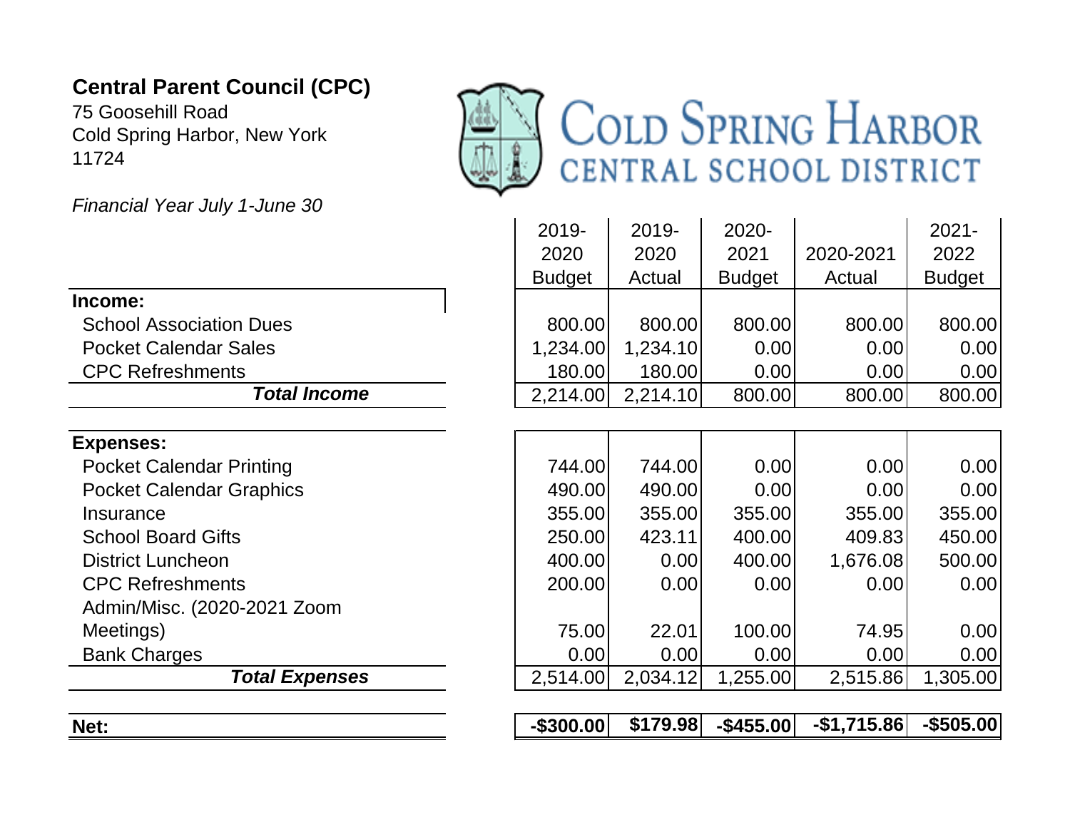**Central Parent Council (CPC)**
75 Goosehill Road
Cold Spring Harbor, New York
11724

COLD SPRING HARBOR
CENTRAL SCHOOL DISTRICT

*Financial Year July 1-June 30*

| | 2019-2020 Budget | 2019-2020 Actual | 2020-2021 Budget | 2020-2021 Actual | 2021-2022 Budget |
|---|---|---|---|---|---|
| **Income:** | | | | | |
| School Association Dues | 800.00 | 800.00 | 800.00 | 800.00 | 800.00 |
| Pocket Calendar Sales | 1,234.00 | 1,234.10 | 0.00 | 0.00 | 0.00 |
| CPC Refreshments | 180.00 | 180.00 | 0.00 | 0.00 | 0.00 |
| ***Total Income*** | 2,214.00 | 2,214.10 | 800.00 | 800.00 | 800.00 |
| | | | | | |
| **Expenses:** | | | | | |
| Pocket Calendar Printing | 744.00 | 744.00 | 0.00 | 0.00 | 0.00 |
| Pocket Calendar Graphics | 490.00 | 490.00 | 0.00 | 0.00 | 0.00 |
| Insurance | 355.00 | 355.00 | 355.00 | 355.00 | 355.00 |
| School Board Gifts | 250.00 | 423.11 | 400.00 | 409.83 | 450.00 |
| District Luncheon | 400.00 | 0.00 | 400.00 | 1,676.08 | 500.00 |
| CPC Refreshments | 200.00 | 0.00 | 0.00 | 0.00 | 0.00 |
| Admin/Misc. (2020-2021 Zoom Meetings) | 75.00 | 22.01 | 100.00 | 74.95 | 0.00 |
| Bank Charges | 0.00 | 0.00 | 0.00 | 0.00 | 0.00 |
| ***Total Expenses*** | 2,514.00 | 2,034.12 | 1,255.00 | 2,515.86 | 1,305.00 |
| | | | | | |
| **Net:** | **-$300.00** | **$179.98** | **-$455.00** | **-$1,715.86** | **-$505.00** |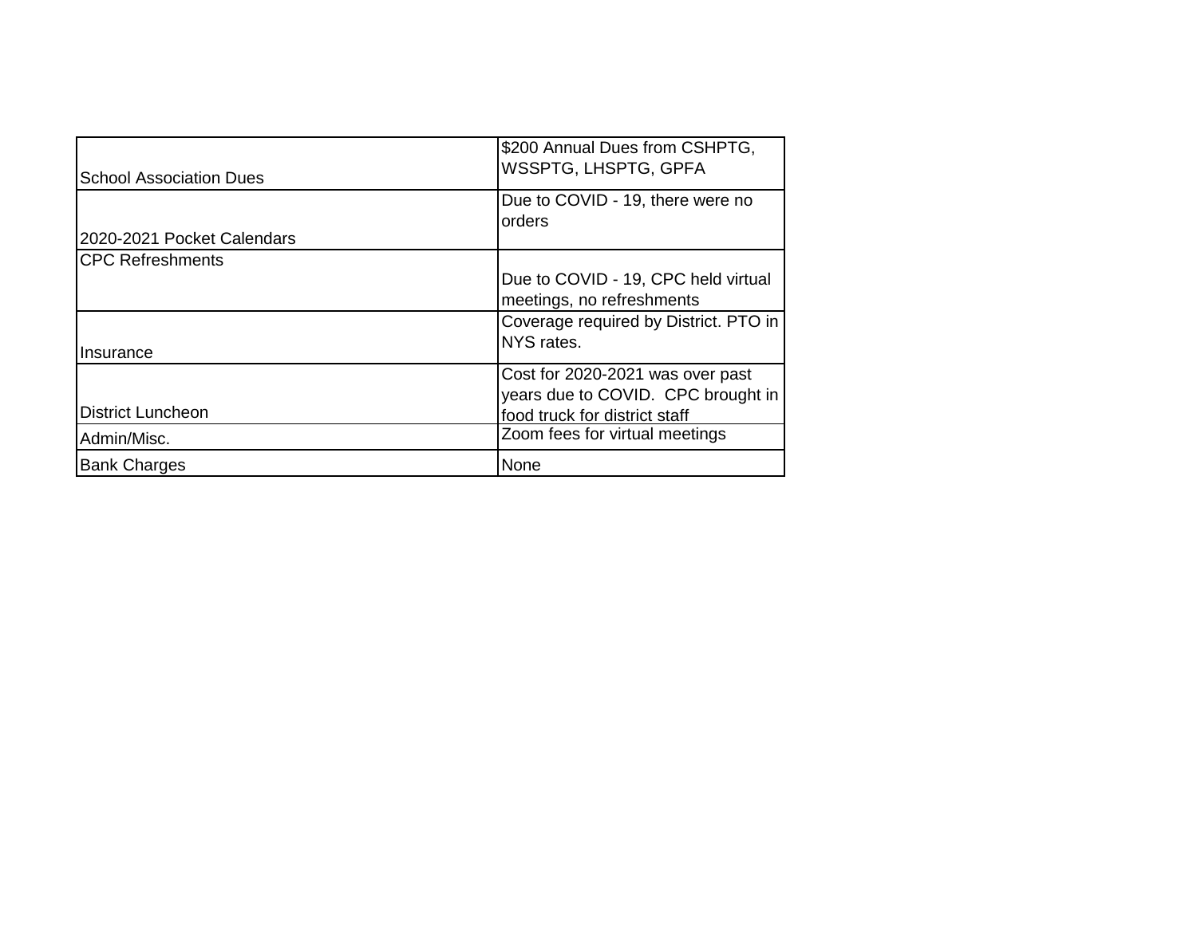| | |
|---|---|
| School Association Dues | $200 Annual Dues from CSHPTG, WSSPTG, LHSPTG, GPFA |
| 2020-2021 Pocket Calendars | Due to COVID - 19, there were no orders |
| CPC Refreshments | Due to COVID - 19, CPC held virtual meetings, no refreshments |
| Insurance | Coverage required by District. PTO in NYS rates. |
| District Luncheon | Cost for 2020-2021 was over past years due to COVID. CPC brought in food truck for district staff |
| Admin/Misc. | Zoom fees for virtual meetings |
| Bank Charges | None |